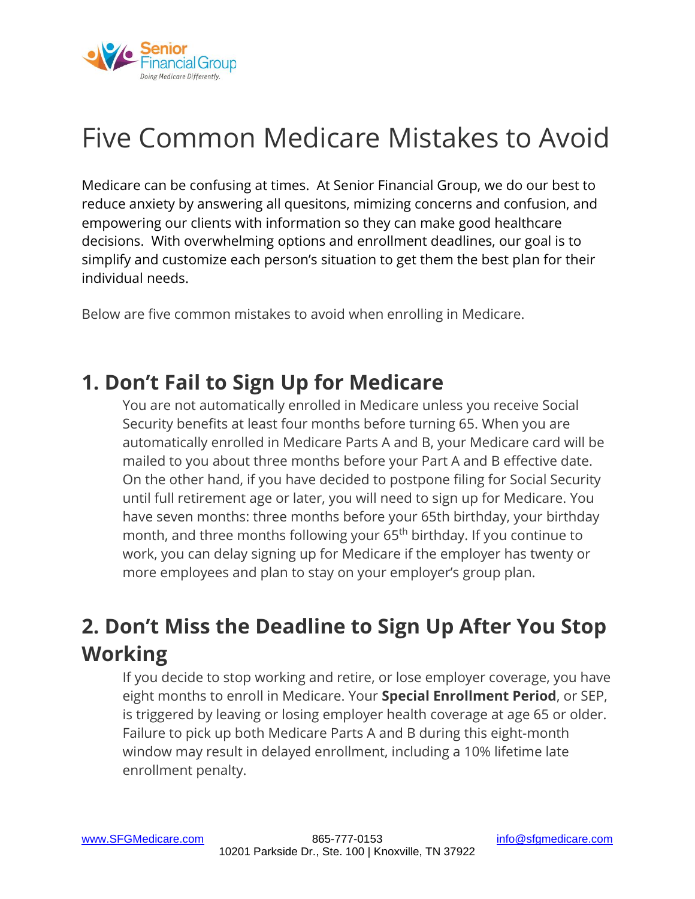# Five Common Medicare Mistakes to Avoid

Medicare can be confusing at times. At Senior Financial Group, we do our best to reduce anxiety by answering all quesitons, mimizing concerns and confusion, and empowering our clients with information so they can make good healthcare decisions. With overwhelming options and enrollment deadlines, our goal is to simplify and customize each person's situation to get them the best plan for their individual needs.

Below are five common mistakes to avoid when enrolling in Medicare.

## 1. Don't Fail to Sign Up for Medicare

You are not automatically enrolled in Medicare unless you receive Social Security benefits at least four months before turning 65. When you are automatically enrolled in Medicare Parts A and B, your Medicare card will be mailed to you about three months before your Part A and B effective date. On the other hand, if you have decided to postpone filing for Social Security until full retirement age or later, you will need to sign up for Medicare. You have seven months: three months before your 65th birthday, your birthday month, and three months following your 65th birthday. If you continue to work, you can delay signing up for Medicare if the employer has twenty or more employees and plan to stay on your employer's group plan.

## 2. Don't Miss the Deadline to Sign Up After You Stop Working

If you decide to stop working and retire, or lose employer coverage, you have eight months to enroll in Medicare. Your **Special Enrollment Period**, or SEP, is triggered by leaving or losing employer health coverage at age 65 or older. Failure to pick up both Medicare Parts A and B during this eight-month window may result in delayed enrollment, including a 10% lifetime late enrollment penalty.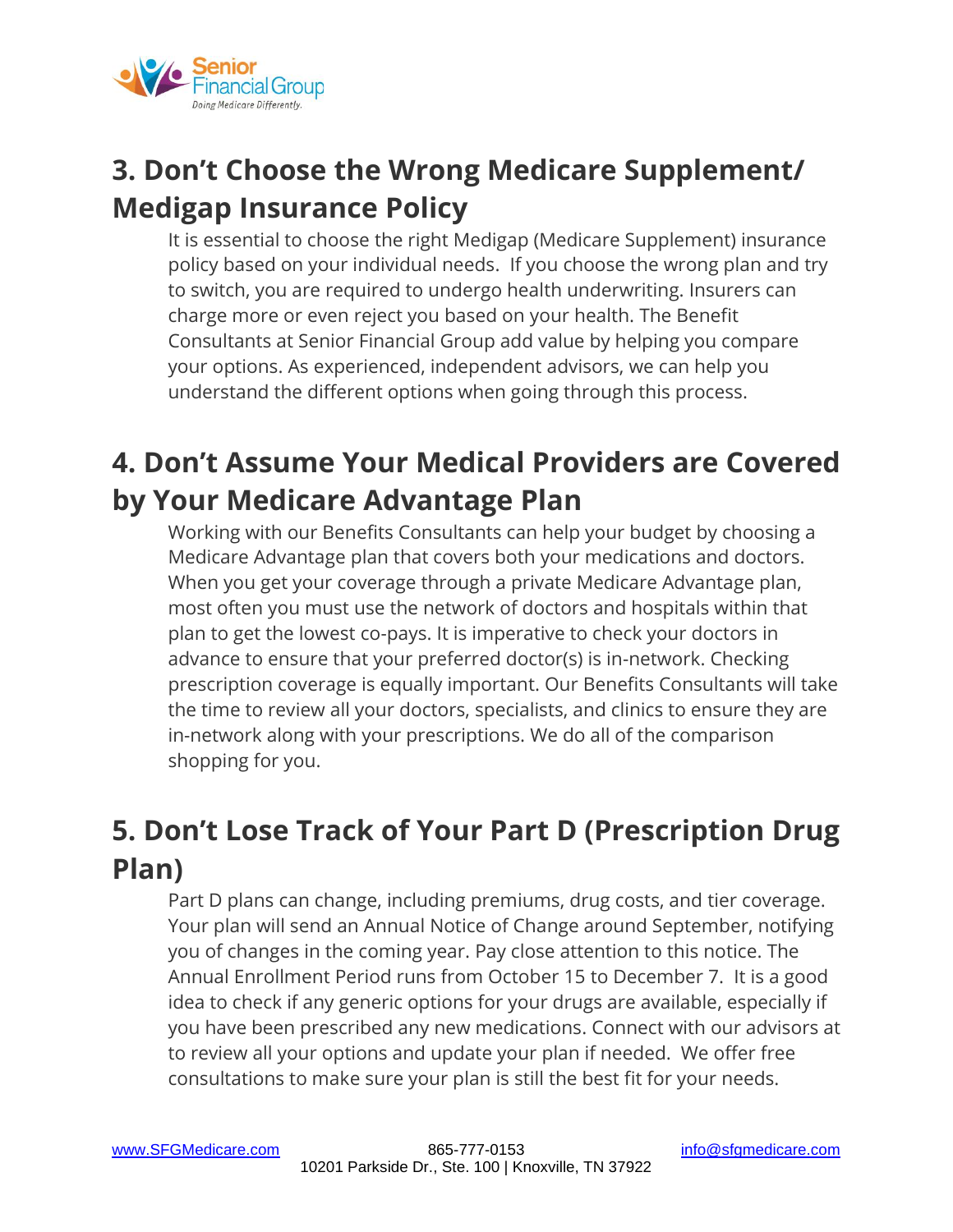## 3. Don't Choose the Wrong Medicare Supplement/ Medigap Insurance Policy

It is essential to choose the right Medigap (Medicare Supplement) insurance policy based on your individual needs. If you choose the wrong plan and try to switch, you are required to undergo health underwriting. Insurers can charge more or even reject you based on your health. The Benefit Consultants at Senior Financial Group add value by helping you compare your options. As experienced, independent advisors, we can help you understand the different options when going through this process.

## 4. Don't Assume Your Medical Providers are Covered by Your Medicare Advantage Plan

Working with our Benefits Consultants can help your budget by choosing a Medicare Advantage plan that covers both your medications and doctors. When you get your coverage through a private Medicare Advantage plan, most often you must use the network of doctors and hospitals within that plan to get the lowest co-pays. It is imperative to check your doctors in advance to ensure that your preferred doctor(s) is in-network. Checking prescription coverage is equally important. Our Benefits Consultants will take the time to review all your doctors, specialists, and clinics to ensure they are in-network along with your prescriptions. We do all of the comparison shopping for you.

## 5. Don't Lose Track of Your Part D (Prescription Drug Plan)

Part D plans can change, including premiums, drug costs, and tier coverage. Your plan will send an Annual Notice of Change around September, notifying you of changes in the coming year. Pay close attention to this notice. The Annual Enrollment Period runs from October 15 to December 7. It is a good idea to check if any generic options for your drugs are available, especially if you have been prescribed any new medications. Connect with our advisors at to review all your options and update your plan if needed. We offer free consultations to make sure your plan is still the best fit for your needs.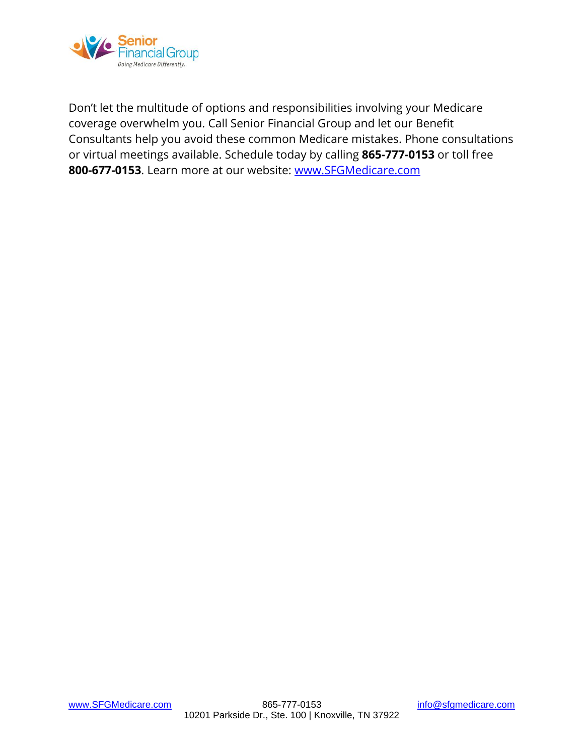Don't let the multitude of options and responsibilities involving your Medicare coverage overwhelm you. Call Senior Financial Group and let our Benefit Consultants help you avoid these common Medicare mistakes. Phone consultations or virtual meetings available. Schedule today by calling **865-777-0153** or toll free **800-677-0153**. Learn more at our website: [www.SFGMedicare.com](http://www.SFGMedicare.com)